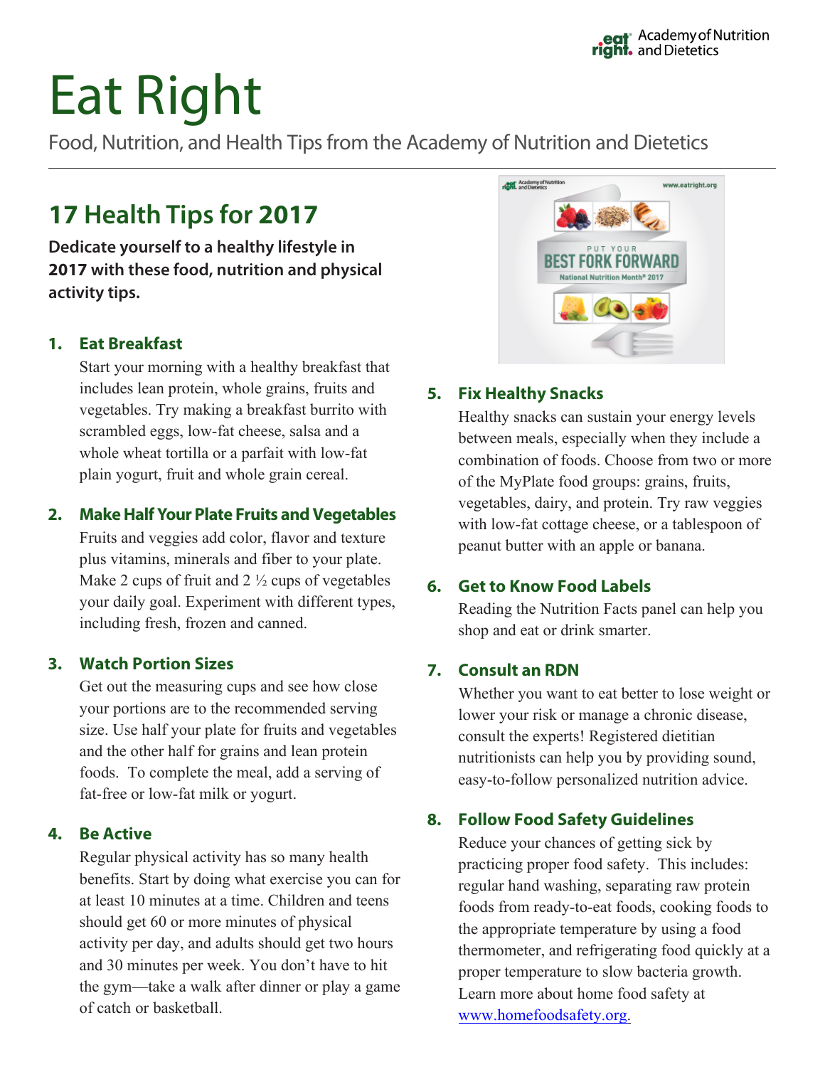Academy of Nutrition and Dietetics

# Eat Right

Food, Nutrition, and Health Tips from the Academy of Nutrition and Dietetics

## 17 Health Tips for 2017

**Dedicate yourself to a healthy lifestyle in 2017 with these food, nutrition and physical activity tips.**

### 1. Eat Breakfast

Start your morning with a healthy breakfast that includes lean protein, whole grains, fruits and vegetables. Try making a breakfast burrito with scrambled eggs, low-fat cheese, salsa and a whole wheat tortilla or a parfait with low-fat plain yogurt, fruit and whole grain cereal.

### 2. Make Half Your Plate Fruits and Vegetables

Fruits and veggies add color, flavor and texture plus vitamins, minerals and fiber to your plate. Make 2 cups of fruit and 2 ½ cups of vegetables your daily goal. Experiment with different types, including fresh, frozen and canned.

### 3. Watch Portion Sizes

Get out the measuring cups and see how close your portions are to the recommended serving size. Use half your plate for fruits and vegetables and the other half for grains and lean protein foods. To complete the meal, add a serving of fat-free or low-fat milk or yogurt.

### 4. Be Active

Regular physical activity has so many health benefits. Start by doing what exercise you can for at least 10 minutes at a time. Children and teens should get 60 or more minutes of physical activity per day, and adults should get two hours and 30 minutes per week. You don't have to hit the gym—take a walk after dinner or play a game of catch or basketball.

### 5. Fix Healthy Snacks

Healthy snacks can sustain your energy levels between meals, especially when they include a combination of foods. Choose from two or more of the MyPlate food groups: grains, fruits, vegetables, dairy, and protein. Try raw veggies with low-fat cottage cheese, or a tablespoon of peanut butter with an apple or banana.

### 6. Get to Know Food Labels

Reading the Nutrition Facts panel can help you shop and eat or drink smarter.

### 7. Consult an RDN

Whether you want to eat better to lose weight or lower your risk or manage a chronic disease, consult the experts! Registered dietitian nutritionists can help you by providing sound, easy-to-follow personalized nutrition advice.

### 8. Follow Food Safety Guidelines

Reduce your chances of getting sick by practicing proper food safety. This includes: regular hand washing, separating raw protein foods from ready-to-eat foods, cooking foods to the appropriate temperature by using a food thermometer, and refrigerating food quickly at a proper temperature to slow bacteria growth. Learn more about home food safety at [www.homefoodsafety.org.](http://www.homefoodsafety.org)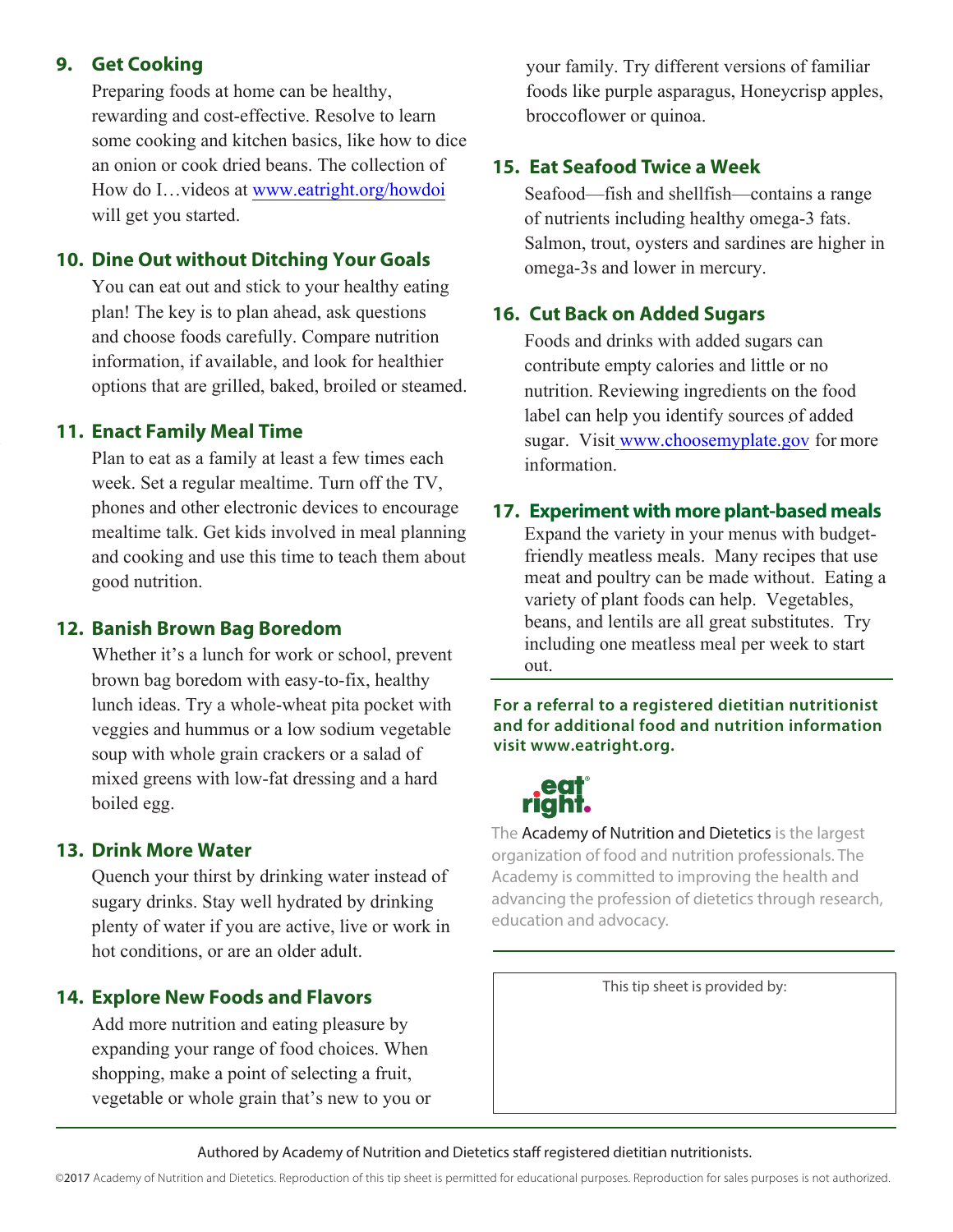### 9. Get Cooking

Preparing foods at home can be healthy, rewarding and cost-effective. Resolve to learn some cooking and kitchen basics, like how to dice an onion or cook dried beans. The collection of How do I…videos at www.eatright.org/howdoi will get you started.

### 10. Dine Out without Ditching Your Goals

You can eat out and stick to your healthy eating plan! The key is to plan ahead, ask questions and choose foods carefully. Compare nutrition information, if available, and look for healthier options that are grilled, baked, broiled or steamed.

### 11. Enact Family Meal Time

Plan to eat as a family at least a few times each week. Set a regular mealtime. Turn off the TV, phones and other electronic devices to encourage mealtime talk. Get kids involved in meal planning and cooking and use this time to teach them about good nutrition.

### 12. Banish Brown Bag Boredom

Whether it's a lunch for work or school, prevent brown bag boredom with easy-to-fix, healthy lunch ideas. Try a whole-wheat pita pocket with veggies and hummus or a low sodium vegetable soup with whole grain crackers or a salad of mixed greens with low-fat dressing and a hard boiled egg.

### 13. Drink More Water

Quench your thirst by drinking water instead of sugary drinks. Stay well hydrated by drinking plenty of water if you are active, live or work in hot conditions, or are an older adult.

### 14. Explore New Foods and Flavors

Add more nutrition and eating pleasure by expanding your range of food choices. When shopping, make a point of selecting a fruit, vegetable or whole grain that's new to you or your family. Try different versions of familiar foods like purple asparagus, Honeycrisp apples, broccoflower or quinoa.

### 15. Eat Seafood Twice a Week

Seafood—fish and shellfish—contains a range of nutrients including healthy omega-3 fats. Salmon, trout, oysters and sardines are higher in omega-3s and lower in mercury.

### 16. Cut Back on Added Sugars

Foods and drinks with added sugars can contribute empty calories and little or no nutrition. Reviewing ingredients on the food label can help you identify sources of added sugar. Visit www.choosemyplate.gov for more information.

### 17. Experiment with more plant-based meals

Expand the variety in your menus with budget-friendly meatless meals. Many recipes that use meat and poultry can be made without. Eating a variety of plant foods can help. Vegetables, beans, and lentils are all great substitutes. Try including one meatless meal per week to start out.

**For a referral to a registered dietitian nutritionist and for additional food and nutrition information visit www.eatright.org.**

eat right.

The Academy of Nutrition and Dietetics is the largest organization of food and nutrition professionals. The Academy is committed to improving the health and advancing the profession of dietetics through research, education and advocacy.

This tip sheet is provided by:

Authored by Academy of Nutrition and Dietetics staff registered dietitian nutritionists.

©2017 Academy of Nutrition and Dietetics. Reproduction of this tip sheet is permitted for educational purposes. Reproduction for sales purposes is not authorized.